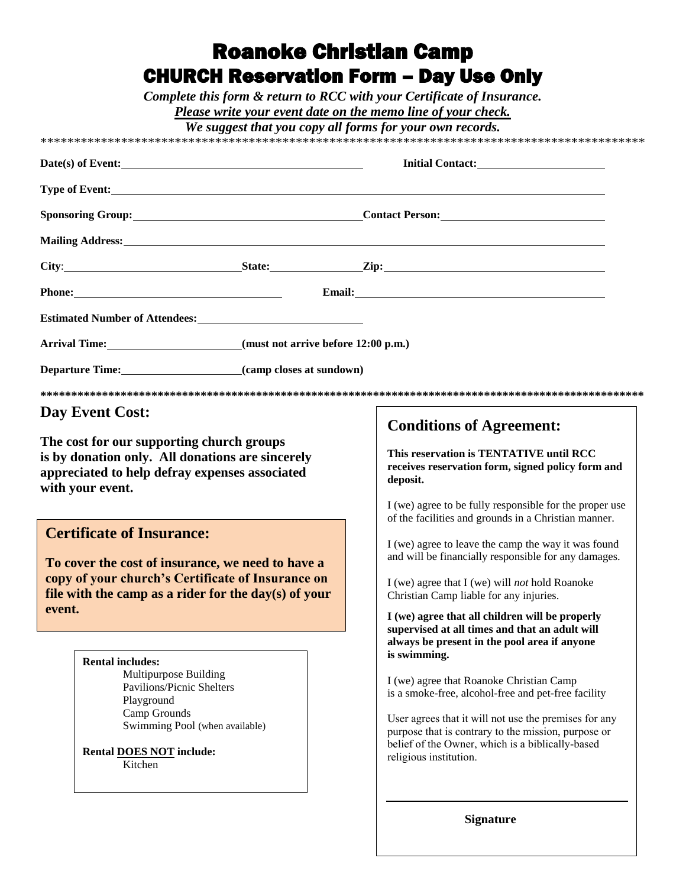# Roanoke Christian Camp

## CHURCH Reservation Form – Day Use Only

***Complete this form & return to RCC with your Certificate of Insurance.***

***Please write your event date on the memo line of your check.***

***We suggest that you copy all forms for your own records.***

*******************************************************************************************

**Date(s) of Event:** ______________________ **Initial Contact:** ______________________

**Type of Event:** ______________________

**Sponsoring Group:** ______________________ **Contact Person:** ______________________

**Mailing Address:** ______________________

**City**: ______________ **State:** ________ **Zip:** ______________

**Phone:** ______________________ **Email:** ______________________

**Estimated Number of Attendees:** ______________________

**Arrival Time:** ____________ **(must not arrive before 12:00 p.m.)**

**Departure Time:** ____________ **(camp closes at sundown)**

*******************************************************************************************

## Day Event Cost:

**The cost for our supporting church groups is by donation only. All donations are sincerely appreciated to help defray expenses associated with your event.**

## Certificate of Insurance:

**To cover the cost of insurance, we need to have a copy of your church's Certificate of Insurance on file with the camp as a rider for the day(s) of your event.**

**Rental includes:**

- Multipurpose Building
- Pavilions/Picnic Shelters
- Playground
- Camp Grounds
- Swimming Pool (when available)

**Rental DOES NOT include:**

- Kitchen

## Conditions of Agreement:

**This reservation is TENTATIVE until RCC receives reservation form, signed policy form and deposit.**

I (we) agree to be fully responsible for the proper use of the facilities and grounds in a Christian manner.

I (we) agree to leave the camp the way it was found and will be financially responsible for any damages.

I (we) agree that I (we) will *not* hold Roanoke Christian Camp liable for any injuries.

**I (we) agree that all children will be properly supervised at all times and that an adult will always be present in the pool area if anyone is swimming.**

I (we) agree that Roanoke Christian Camp is a smoke-free, alcohol-free and pet-free facility

User agrees that it will not use the premises for any purpose that is contrary to the mission, purpose or belief of the Owner, which is a biblically-based religious institution.

______________________

**Signature**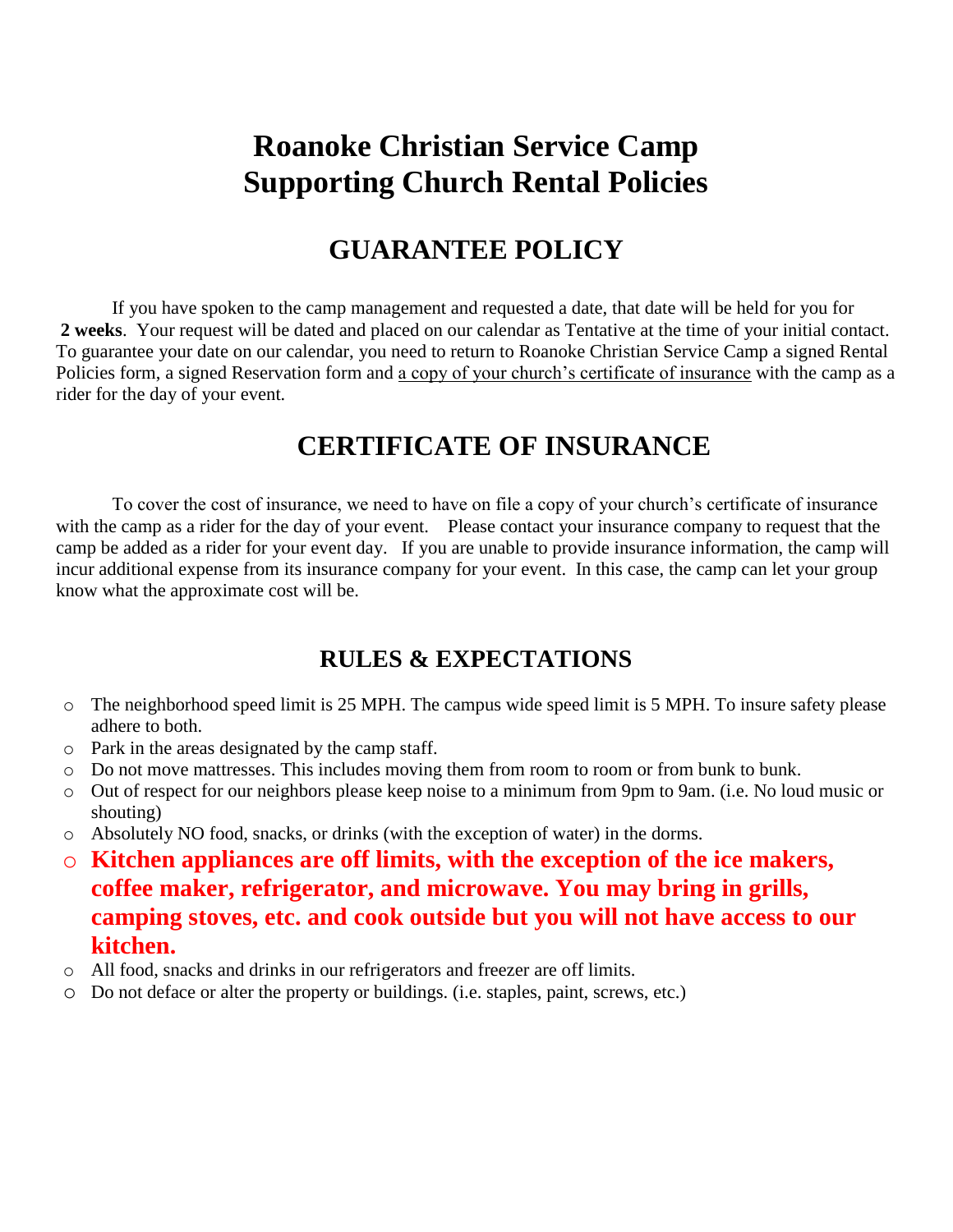# Roanoke Christian Service Camp
# Supporting Church Rental Policies

## GUARANTEE POLICY

If you have spoken to the camp management and requested a date, that date will be held for you for **2 weeks**. Your request will be dated and placed on our calendar as Tentative at the time of your initial contact. To guarantee your date on our calendar, you need to return to Roanoke Christian Service Camp a signed Rental Policies form, a signed Reservation form and a copy of your church's certificate of insurance with the camp as a rider for the day of your event.

## CERTIFICATE OF INSURANCE

To cover the cost of insurance, we need to have on file a copy of your church's certificate of insurance with the camp as a rider for the day of your event. Please contact your insurance company to request that the camp be added as a rider for your event day. If you are unable to provide insurance information, the camp will incur additional expense from its insurance company for your event. In this case, the camp can let your group know what the approximate cost will be.

## RULES & EXPECTATIONS

- The neighborhood speed limit is 25 MPH. The campus wide speed limit is 5 MPH. To insure safety please adhere to both.
- Park in the areas designated by the camp staff.
- Do not move mattresses. This includes moving them from room to room or from bunk to bunk.
- Out of respect for our neighbors please keep noise to a minimum from 9pm to 9am. (i.e. No loud music or shouting)
- Absolutely NO food, snacks, or drinks (with the exception of water) in the dorms.
- **Kitchen appliances are off limits, with the exception of the ice makers, coffee maker, refrigerator, and microwave. You may bring in grills, camping stoves, etc. and cook outside but you will not have access to our kitchen.**
- All food, snacks and drinks in our refrigerators and freezer are off limits.
- Do not deface or alter the property or buildings. (i.e. staples, paint, screws, etc.)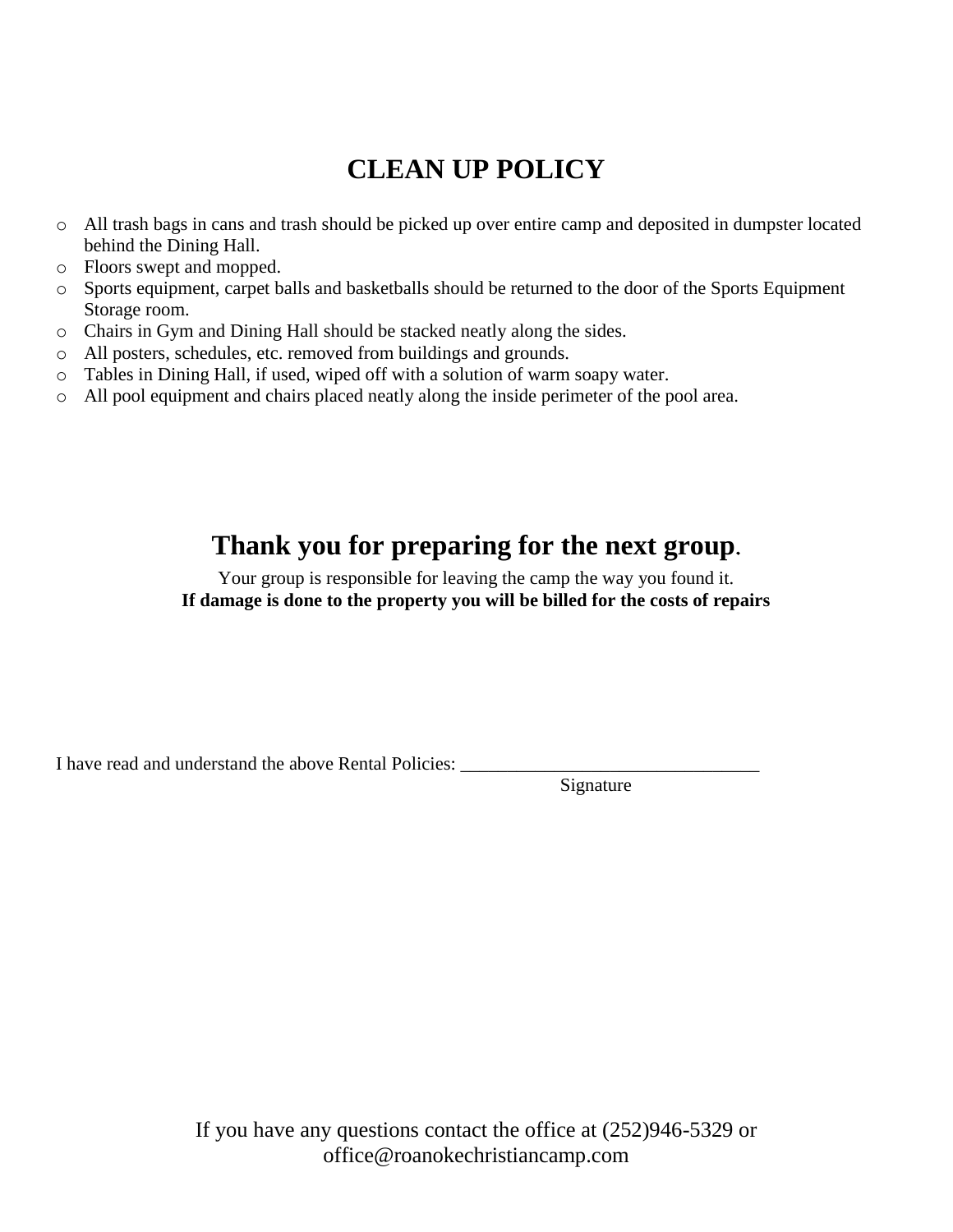# CLEAN UP POLICY

- All trash bags in cans and trash should be picked up over entire camp and deposited in dumpster located behind the Dining Hall.
- Floors swept and mopped.
- Sports equipment, carpet balls and basketballs should be returned to the door of the Sports Equipment Storage room.
- Chairs in Gym and Dining Hall should be stacked neatly along the sides.
- All posters, schedules, etc. removed from buildings and grounds.
- Tables in Dining Hall, if used, wiped off with a solution of warm soapy water.
- All pool equipment and chairs placed neatly along the inside perimeter of the pool area.

## Thank you for preparing for the next group.

Your group is responsible for leaving the camp the way you found it.

**If damage is done to the property you will be billed for the costs of repairs**

I have read and understand the above Rental Policies: ________________________________

Signature

If you have any questions contact the office at (252)946-5329 or office@roanokechristiancamp.com